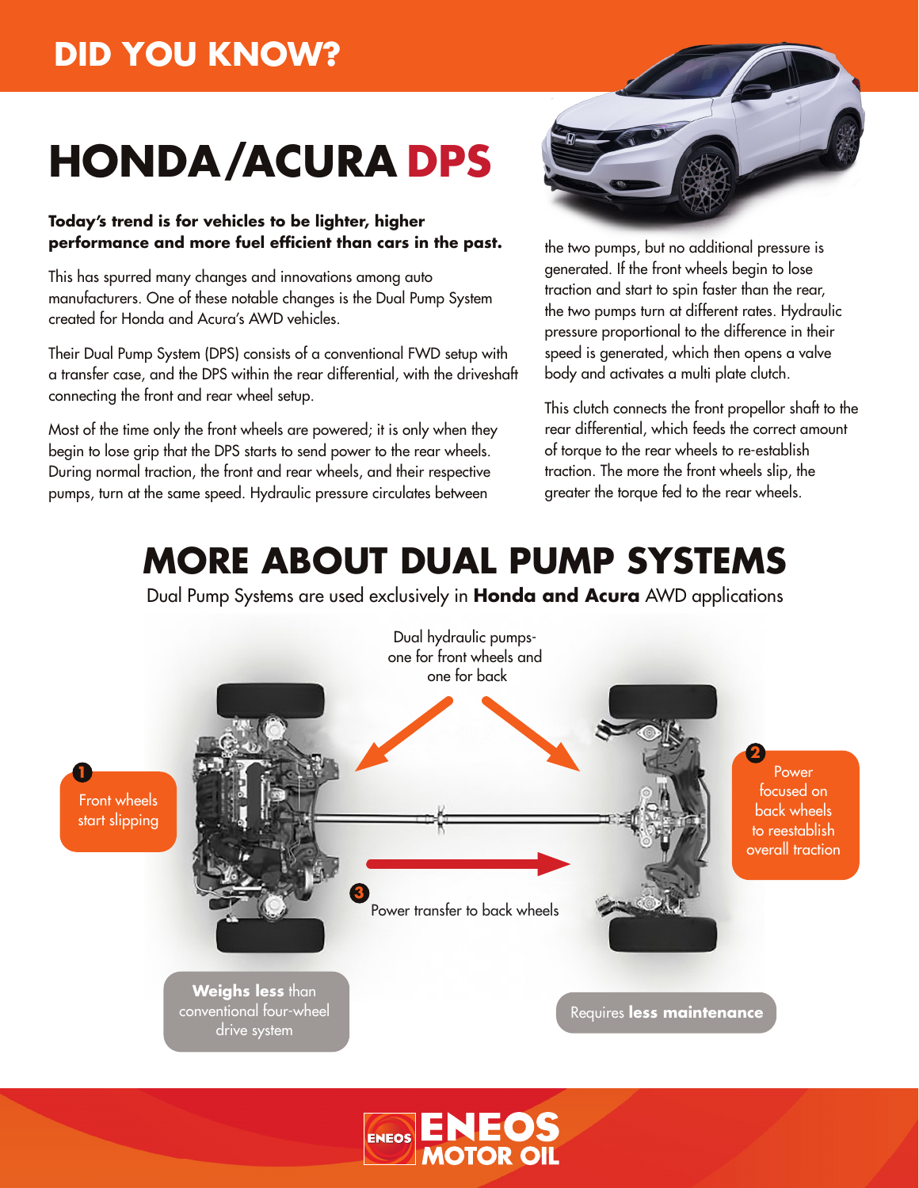# DID YOU KNOW?

# HONDA/ACURA DPS

**Today's trend is for vehicles to be lighter, higher performance and more fuel efficient than cars in the past.**

This has spurred many changes and innovations among auto manufacturers. One of these notable changes is the Dual Pump System created for Honda and Acura's AWD vehicles.

Their Dual Pump System (DPS) consists of a conventional FWD setup with a transfer case, and the DPS within the rear differential, with the driveshaft connecting the front and rear wheel setup.

Most of the time only the front wheels are powered; it is only when they begin to lose grip that the DPS starts to send power to the rear wheels. During normal traction, the front and rear wheels, and their respective pumps, turn at the same speed. Hydraulic pressure circulates between the two pumps, but no additional pressure is generated. If the front wheels begin to lose traction and start to spin faster than the rear, the two pumps turn at different rates. Hydraulic pressure proportional to the difference in their speed is generated, which then opens a valve body and activates a multi plate clutch.

This clutch connects the front propellor shaft to the rear differential, which feeds the correct amount of torque to the rear wheels to re-establish traction. The more the front wheels slip, the greater the torque fed to the rear wheels.

## MORE ABOUT DUAL PUMP SYSTEMS

Dual Pump Systems are used exclusively in **Honda and Acura** AWD applications

Dual hydraulic pumps- one for front wheels and one for back

1. Front wheels start slipping
2. Power focused on back wheels to reestablish overall traction
3. Power transfer to back wheels

**Weighs less** than conventional four-wheel drive system

Requires **less maintenance**

ENEOS MOTOR OIL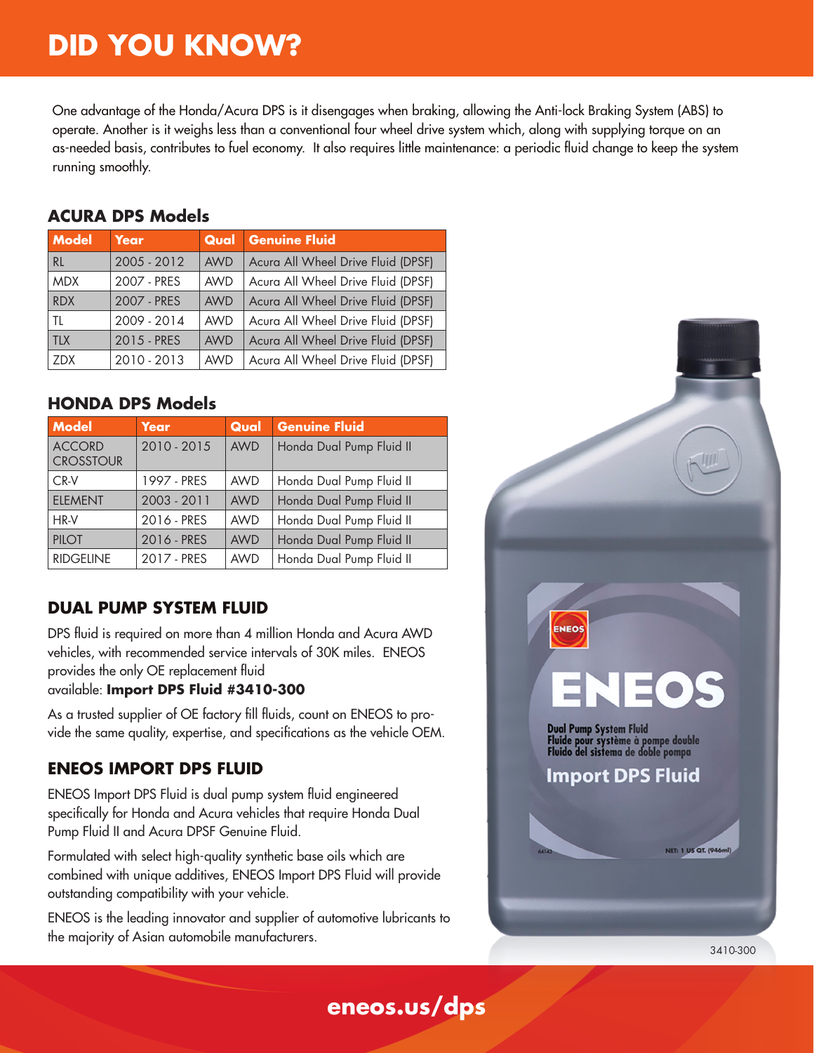# DID YOU KNOW?

One advantage of the Honda/Acura DPS is it disengages when braking, allowing the Anti-lock Braking System (ABS) to operate. Another is it weighs less than a conventional four wheel drive system which, along with supplying torque on an as-needed basis, contributes to fuel economy. It also requires little maintenance: a periodic fluid change to keep the system running smoothly.

## ACURA DPS Models

| Model | Year | Qual | Genuine Fluid |
|---|---|---|---|
| RL | 2005 - 2012 | AWD | Acura All Wheel Drive Fluid (DPSF) |
| MDX | 2007 - PRES | AWD | Acura All Wheel Drive Fluid (DPSF) |
| RDX | 2007 - PRES | AWD | Acura All Wheel Drive Fluid (DPSF) |
| TL | 2009 - 2014 | AWD | Acura All Wheel Drive Fluid (DPSF) |
| TLX | 2015 - PRES | AWD | Acura All Wheel Drive Fluid (DPSF) |
| ZDX | 2010 - 2013 | AWD | Acura All Wheel Drive Fluid (DPSF) |

## HONDA DPS Models

| Model | Year | Qual | Genuine Fluid |
|---|---|---|---|
| ACCORD CROSSTOUR | 2010 - 2015 | AWD | Honda Dual Pump Fluid II |
| CR-V | 1997 - PRES | AWD | Honda Dual Pump Fluid II |
| ELEMENT | 2003 - 2011 | AWD | Honda Dual Pump Fluid II |
| HR-V | 2016 - PRES | AWD | Honda Dual Pump Fluid II |
| PILOT | 2016 - PRES | AWD | Honda Dual Pump Fluid II |
| RIDGELINE | 2017 - PRES | AWD | Honda Dual Pump Fluid II |

## DUAL PUMP SYSTEM FLUID

DPS fluid is required on more than 4 million Honda and Acura AWD vehicles, with recommended service intervals of 30K miles. ENEOS provides the only OE replacement fluid available: **Import DPS Fluid #3410-300**

As a trusted supplier of OE factory fill fluids, count on ENEOS to provide the same quality, expertise, and specifications as the vehicle OEM.

## ENEOS IMPORT DPS FLUID

ENEOS Import DPS Fluid is dual pump system fluid engineered specifically for Honda and Acura vehicles that require Honda Dual Pump Fluid II and Acura DPSF Genuine Fluid.

Formulated with select high-quality synthetic base oils which are combined with unique additives, ENEOS Import DPS Fluid will provide outstanding compatibility with your vehicle.

ENEOS is the leading innovator and supplier of automotive lubricants to the majority of Asian automobile manufacturers.

3410-300

**eneos.us/dps**